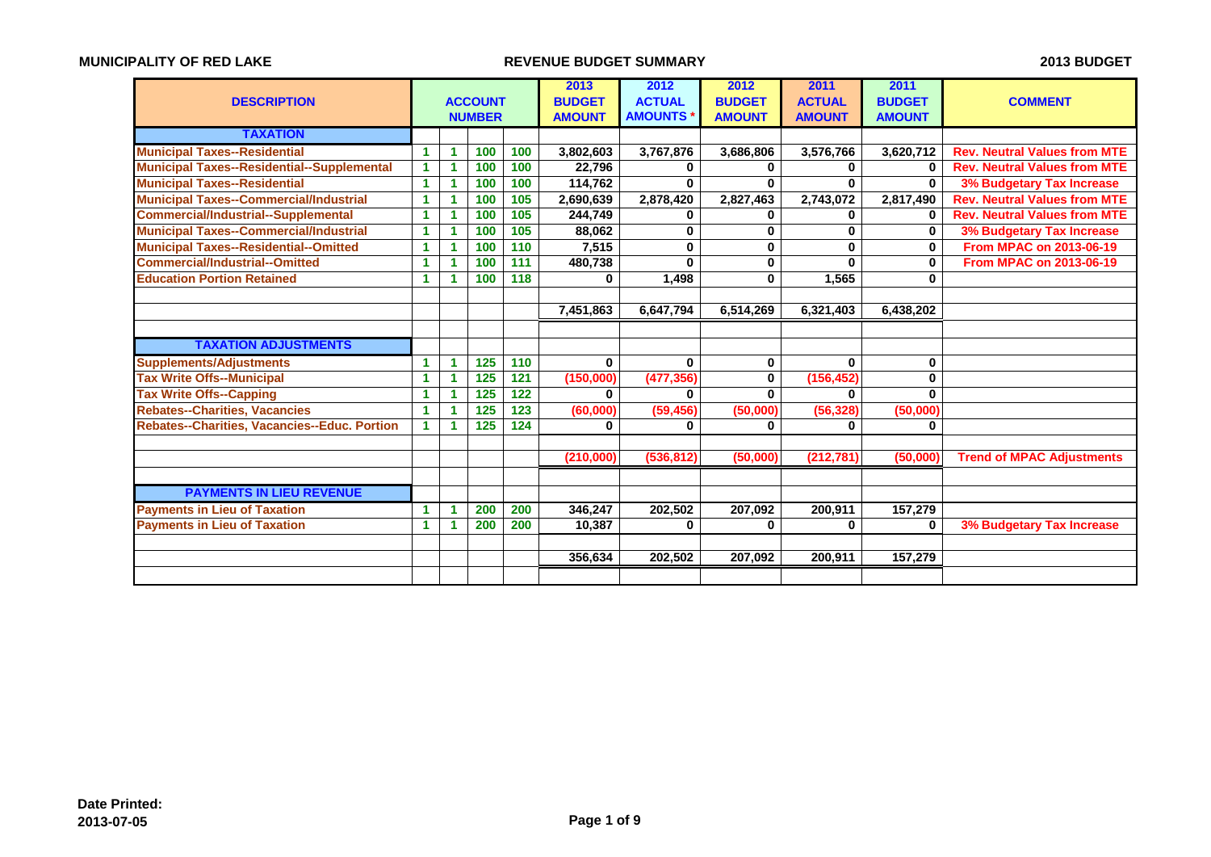**MUNICIPALITY OF RED LAKE** — **REVENUE BUDGET SUMMARY** — **2013 BUDGET**

| DESCRIPTION | ACCOUNT NUMBER | | | | 2013 BUDGET AMOUNT | 2012 ACTUAL AMOUNTS * | 2012 BUDGET AMOUNT | 2011 ACTUAL AMOUNT | 2011 BUDGET AMOUNT | COMMENT |
|---|---|---|---|---|---|---|---|---|---|---|
| **TAXATION** | | | | | | | | | | |
| Municipal Taxes--Residential | 1 | 1 | 100 | 100 | 3,802,603 | 3,767,876 | 3,686,806 | 3,576,766 | 3,620,712 | Rev. Neutral Values from MTE |
| Municipal Taxes--Residential--Supplemental | 1 | 1 | 100 | 100 | 22,796 | 0 | 0 | 0 | 0 | Rev. Neutral Values from MTE |
| Municipal Taxes--Residential | 1 | 1 | 100 | 100 | 114,762 | 0 | 0 | 0 | 0 | 3% Budgetary Tax Increase |
| Municipal Taxes--Commercial/Industrial | 1 | 1 | 100 | 105 | 2,690,639 | 2,878,420 | 2,827,463 | 2,743,072 | 2,817,490 | Rev. Neutral Values from MTE |
| Commercial/Industrial--Supplemental | 1 | 1 | 100 | 105 | 244,749 | 0 | 0 | 0 | 0 | Rev. Neutral Values from MTE |
| Municipal Taxes--Commercial/Industrial | 1 | 1 | 100 | 105 | 88,062 | 0 | 0 | 0 | 0 | 3% Budgetary Tax Increase |
| Municipal Taxes--Residential--Omitted | 1 | 1 | 100 | 110 | 7,515 | 0 | 0 | 0 | 0 | From MPAC on 2013-06-19 |
| Commercial/Industrial--Omitted | 1 | 1 | 100 | 111 | 480,738 | 0 | 0 | 0 | 0 | From MPAC on 2013-06-19 |
| Education Portion Retained | 1 | 1 | 100 | 118 | 0 | 1,498 | 0 | 1,565 | 0 | |
| | | | | | 7,451,863 | 6,647,794 | 6,514,269 | 6,321,403 | 6,438,202 | |
| **TAXATION ADJUSTMENTS** | | | | | | | | | | |
| Supplements/Adjustments | 1 | 1 | 125 | 110 | 0 | 0 | 0 | 0 | 0 | |
| Tax Write Offs--Municipal | 1 | 1 | 125 | 121 | (150,000) | (477,356) | 0 | (156,452) | 0 | |
| Tax Write Offs--Capping | 1 | 1 | 125 | 122 | 0 | 0 | 0 | 0 | 0 | |
| Rebates--Charities, Vacancies | 1 | 1 | 125 | 123 | (60,000) | (59,456) | (50,000) | (56,328) | (50,000) | |
| Rebates--Charities, Vacancies--Educ. Portion | 1 | 1 | 125 | 124 | 0 | 0 | 0 | 0 | 0 | |
| | | | | | (210,000) | (536,812) | (50,000) | (212,781) | (50,000) | Trend of MPAC Adjustments |
| **PAYMENTS IN LIEU REVENUE** | | | | | | | | | | |
| Payments in Lieu of Taxation | 1 | 1 | 200 | 200 | 346,247 | 202,502 | 207,092 | 200,911 | 157,279 | |
| Payments in Lieu of Taxation | 1 | 1 | 200 | 200 | 10,387 | 0 | 0 | 0 | 0 | 3% Budgetary Tax Increase |
| | | | | | 356,634 | 202,502 | 207,092 | 200,911 | 157,279 | |

**Date Printed:**
**2013-07-05**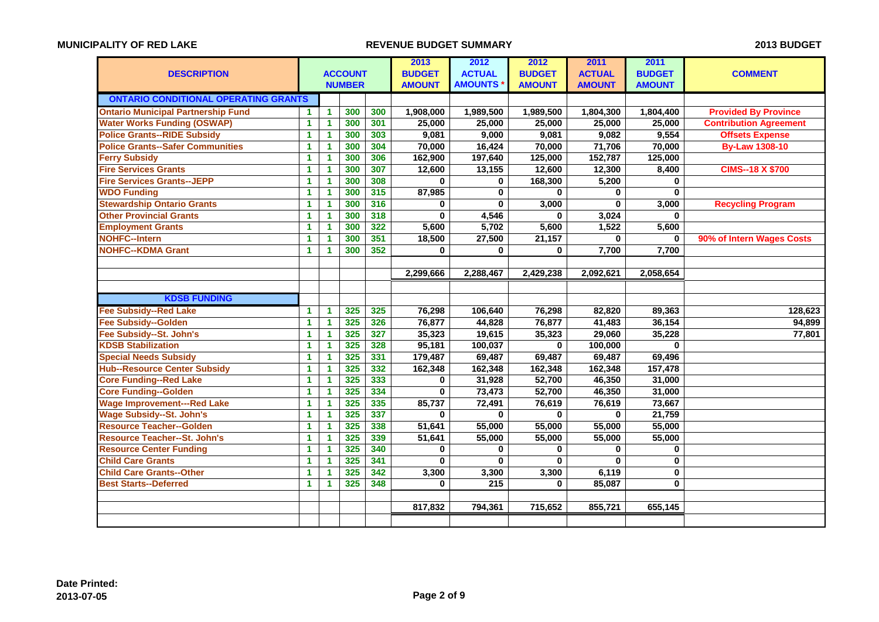**MUNICIPALITY OF RED LAKE** | **REVENUE BUDGET SUMMARY** | **2013 BUDGET**

| DESCRIPTION | ACCOUNT NUMBER | | | | 2013 BUDGET AMOUNT | 2012 ACTUAL AMOUNTS * | 2012 BUDGET AMOUNT | 2011 ACTUAL AMOUNT | 2011 BUDGET AMOUNT | COMMENT |
|---|---|---|---|---|---|---|---|---|---|---|
| **ONTARIO CONDITIONAL OPERATING GRANTS** | | | | | | | | | | |
| Ontario Municipal Partnership Fund | 1 | 1 | 300 | 300 | 1,908,000 | 1,989,500 | 1,989,500 | 1,804,300 | 1,804,400 | Provided By Province |
| Water Works Funding (OSWAP) | 1 | 1 | 300 | 301 | 25,000 | 25,000 | 25,000 | 25,000 | 25,000 | Contribution Agreement |
| Police Grants--RIDE Subsidy | 1 | 1 | 300 | 303 | 9,081 | 9,000 | 9,081 | 9,082 | 9,554 | Offsets Expense |
| Police Grants--Safer Communities | 1 | 1 | 300 | 304 | 70,000 | 16,424 | 70,000 | 71,706 | 70,000 | By-Law 1308-10 |
| Ferry Subsidy | 1 | 1 | 300 | 306 | 162,900 | 197,640 | 125,000 | 152,787 | 125,000 | |
| Fire Services Grants | 1 | 1 | 300 | 307 | 12,600 | 13,155 | 12,600 | 12,300 | 8,400 | CIMS--18 X $700 |
| Fire Services Grants--JEPP | 1 | 1 | 300 | 308 | 0 | 0 | 168,300 | 5,200 | 0 | |
| WDO Funding | 1 | 1 | 300 | 315 | 87,985 | 0 | 0 | 0 | 0 | |
| Stewardship Ontario Grants | 1 | 1 | 300 | 316 | 0 | 0 | 3,000 | 0 | 3,000 | Recycling Program |
| Other Provincial Grants | 1 | 1 | 300 | 318 | 0 | 4,546 | 0 | 3,024 | 0 | |
| Employment Grants | 1 | 1 | 300 | 322 | 5,600 | 5,702 | 5,600 | 1,522 | 5,600 | |
| NOHFC--Intern | 1 | 1 | 300 | 351 | 18,500 | 27,500 | 21,157 | 0 | 0 | 90% of Intern Wages Costs |
| NOHFC--KDMA Grant | 1 | 1 | 300 | 352 | 0 | 0 | 0 | 7,700 | 7,700 | |
| | | | | | 2,299,666 | 2,288,467 | 2,429,238 | 2,092,621 | 2,058,654 | |
| **KDSB FUNDING** | | | | | | | | | | |
| Fee Subsidy--Red Lake | 1 | 1 | 325 | 325 | 76,298 | 106,640 | 76,298 | 82,820 | 89,363 | 128,623 |
| Fee Subsidy--Golden | 1 | 1 | 325 | 326 | 76,877 | 44,828 | 76,877 | 41,483 | 36,154 | 94,899 |
| Fee Subsidy--St. John's | 1 | 1 | 325 | 327 | 35,323 | 19,615 | 35,323 | 29,060 | 35,228 | 77,801 |
| KDSB Stabilization | 1 | 1 | 325 | 328 | 95,181 | 100,037 | 0 | 100,000 | 0 | |
| Special Needs Subsidy | 1 | 1 | 325 | 331 | 179,487 | 69,487 | 69,487 | 69,487 | 69,496 | |
| Hub--Resource Center Subsidy | 1 | 1 | 325 | 332 | 162,348 | 162,348 | 162,348 | 162,348 | 157,478 | |
| Core Funding--Red Lake | 1 | 1 | 325 | 333 | 0 | 31,928 | 52,700 | 46,350 | 31,000 | |
| Core Funding--Golden | 1 | 1 | 325 | 334 | 0 | 73,473 | 52,700 | 46,350 | 31,000 | |
| Wage Improvement---Red Lake | 1 | 1 | 325 | 335 | 85,737 | 72,491 | 76,619 | 76,619 | 73,667 | |
| Wage Subsidy--St. John's | 1 | 1 | 325 | 337 | 0 | 0 | 0 | 0 | 21,759 | |
| Resource Teacher--Golden | 1 | 1 | 325 | 338 | 51,641 | 55,000 | 55,000 | 55,000 | 55,000 | |
| Resource Teacher--St. John's | 1 | 1 | 325 | 339 | 51,641 | 55,000 | 55,000 | 55,000 | 55,000 | |
| Resource Center Funding | 1 | 1 | 325 | 340 | 0 | 0 | 0 | 0 | 0 | |
| Child Care Grants | 1 | 1 | 325 | 341 | 0 | 0 | 0 | 0 | 0 | |
| Child Care Grants--Other | 1 | 1 | 325 | 342 | 3,300 | 3,300 | 3,300 | 6,119 | 0 | |
| Best Starts--Deferred | 1 | 1 | 325 | 348 | 0 | 215 | 0 | 85,087 | 0 | |
| | | | | | 817,832 | 794,361 | 715,652 | 855,721 | 655,145 | |

**Date Printed:**
**2013-07-05**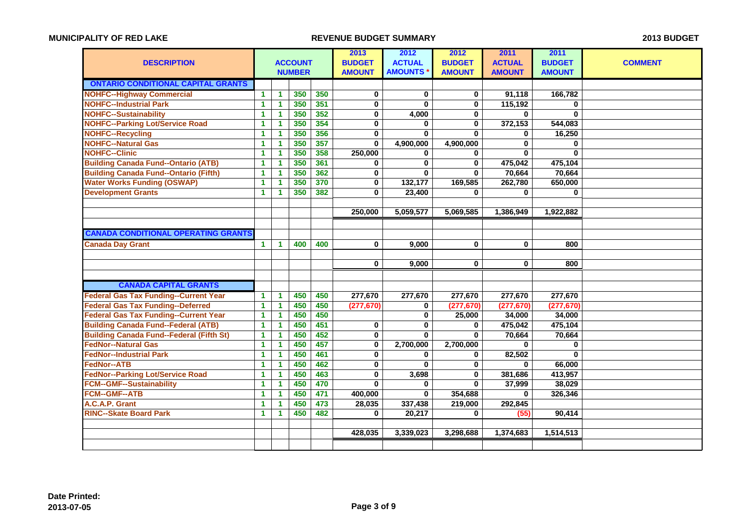**MUNICIPALITY OF RED LAKE** — **REVENUE BUDGET SUMMARY** — **2013 BUDGET**

| DESCRIPTION | ACCOUNT NUMBER | | | | 2013 BUDGET AMOUNT | 2012 ACTUAL AMOUNTS * | 2012 BUDGET AMOUNT | 2011 ACTUAL AMOUNT | 2011 BUDGET AMOUNT | COMMENT |
|---|---|---|---|---|---|---|---|---|---|---|
| **ONTARIO CONDITIONAL CAPITAL GRANTS** | | | | | | | | | | |
| NOHFC--Highway Commercial | 1 | 1 | 350 | 350 | 0 | 0 | 0 | 91,118 | 166,782 | |
| NOHFC--Industrial Park | 1 | 1 | 350 | 351 | 0 | 0 | 0 | 115,192 | 0 | |
| NOHFC--Sustainability | 1 | 1 | 350 | 352 | 0 | 4,000 | 0 | 0 | 0 | |
| NOHFC--Parking Lot/Service Road | 1 | 1 | 350 | 354 | 0 | 0 | 0 | 372,153 | 544,083 | |
| NOHFC--Recycling | 1 | 1 | 350 | 356 | 0 | 0 | 0 | 0 | 16,250 | |
| NOHFC--Natural Gas | 1 | 1 | 350 | 357 | 0 | 4,900,000 | 4,900,000 | 0 | 0 | |
| NOHFC--Clinic | 1 | 1 | 350 | 358 | 250,000 | 0 | 0 | 0 | 0 | |
| Building Canada Fund--Ontario (ATB) | 1 | 1 | 350 | 361 | 0 | 0 | 0 | 475,042 | 475,104 | |
| Building Canada Fund--Ontario (Fifth) | 1 | 1 | 350 | 362 | 0 | 0 | 0 | 70,664 | 70,664 | |
| Water Works Funding (OSWAP) | 1 | 1 | 350 | 370 | 0 | 132,177 | 169,585 | 262,780 | 650,000 | |
| Development Grants | 1 | 1 | 350 | 382 | 0 | 23,400 | 0 | 0 | 0 | |
| | | | | | 250,000 | 5,059,577 | 5,069,585 | 1,386,949 | 1,922,882 | |
| **CANADA CONDITIONAL OPERATING GRANTS** | | | | | | | | | | |
| Canada Day Grant | 1 | 1 | 400 | 400 | 0 | 9,000 | 0 | 0 | 800 | |
| | | | | | 0 | 9,000 | 0 | 0 | 800 | |
| **CANADA CAPITAL GRANTS** | | | | | | | | | | |
| Federal Gas Tax Funding--Current Year | 1 | 1 | 450 | 450 | 277,670 | 277,670 | 277,670 | 277,670 | 277,670 | |
| Federal Gas Tax Funding--Deferred | 1 | 1 | 450 | 450 | (277,670) | 0 | (277,670) | (277,670) | (277,670) | |
| Federal Gas Tax Funding--Current Year | 1 | 1 | 450 | 450 | | 0 | 25,000 | 34,000 | 34,000 | |
| Building Canada Fund--Federal (ATB) | 1 | 1 | 450 | 451 | 0 | 0 | 0 | 475,042 | 475,104 | |
| Building Canada Fund--Federal (Fifth St) | 1 | 1 | 450 | 452 | 0 | 0 | 0 | 70,664 | 70,664 | |
| FedNor--Natural Gas | 1 | 1 | 450 | 457 | 0 | 2,700,000 | 2,700,000 | 0 | 0 | |
| FedNor--Industrial Park | 1 | 1 | 450 | 461 | 0 | 0 | 0 | 82,502 | 0 | |
| FedNor--ATB | 1 | 1 | 450 | 462 | 0 | 0 | 0 | 0 | 66,000 | |
| FedNor--Parking Lot/Service Road | 1 | 1 | 450 | 463 | 0 | 3,698 | 0 | 381,686 | 413,957 | |
| FCM--GMF--Sustainability | 1 | 1 | 450 | 470 | 0 | 0 | 0 | 37,999 | 38,029 | |
| FCM--GMF--ATB | 1 | 1 | 450 | 471 | 400,000 | 0 | 354,688 | 0 | 326,346 | |
| A.C.A.P. Grant | 1 | 1 | 450 | 473 | 28,035 | 337,438 | 219,000 | 292,845 | | |
| RINC--Skate Board Park | 1 | 1 | 450 | 482 | 0 | 20,217 | 0 | (55) | 90,414 | |
| | | | | | 428,035 | 3,339,023 | 3,298,688 | 1,374,683 | 1,514,513 | |

**Date Printed:**
**2013-07-05**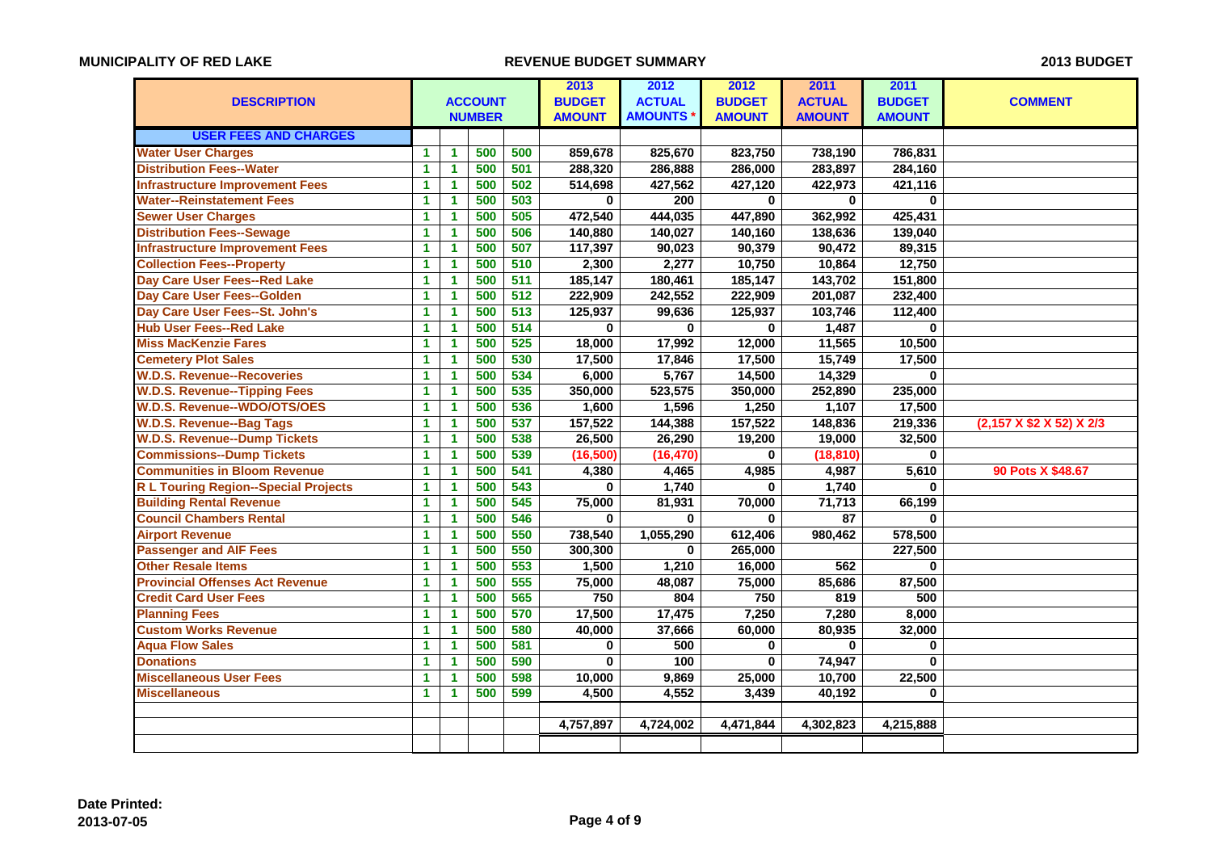MUNICIPALITY OF RED LAKE

REVENUE BUDGET SUMMARY

2013 BUDGET

| DESCRIPTION | ACCOUNT NUMBER | | | | 2013 BUDGET AMOUNT | 2012 ACTUAL AMOUNTS * | 2012 BUDGET AMOUNT | 2011 ACTUAL AMOUNT | 2011 BUDGET AMOUNT | COMMENT |
|---|---|---|---|---|---|---|---|---|---|---|
| **USER FEES AND CHARGES** | | | | | | | | | | |
| Water User Charges | 1 | 1 | 500 | 500 | 859,678 | 825,670 | 823,750 | 738,190 | 786,831 | |
| Distribution Fees--Water | 1 | 1 | 500 | 501 | 288,320 | 286,888 | 286,000 | 283,897 | 284,160 | |
| Infrastructure Improvement Fees | 1 | 1 | 500 | 502 | 514,698 | 427,562 | 427,120 | 422,973 | 421,116 | |
| Water--Reinstatement Fees | 1 | 1 | 500 | 503 | 0 | 200 | 0 | 0 | 0 | |
| Sewer User Charges | 1 | 1 | 500 | 505 | 472,540 | 444,035 | 447,890 | 362,992 | 425,431 | |
| Distribution Fees--Sewage | 1 | 1 | 500 | 506 | 140,880 | 140,027 | 140,160 | 138,636 | 139,040 | |
| Infrastructure Improvement Fees | 1 | 1 | 500 | 507 | 117,397 | 90,023 | 90,379 | 90,472 | 89,315 | |
| Collection Fees--Property | 1 | 1 | 500 | 510 | 2,300 | 2,277 | 10,750 | 10,864 | 12,750 | |
| Day Care User Fees--Red Lake | 1 | 1 | 500 | 511 | 185,147 | 180,461 | 185,147 | 143,702 | 151,800 | |
| Day Care User Fees--Golden | 1 | 1 | 500 | 512 | 222,909 | 242,552 | 222,909 | 201,087 | 232,400 | |
| Day Care User Fees--St. John's | 1 | 1 | 500 | 513 | 125,937 | 99,636 | 125,937 | 103,746 | 112,400 | |
| Hub User Fees--Red Lake | 1 | 1 | 500 | 514 | 0 | 0 | 0 | 1,487 | 0 | |
| Miss MacKenzie Fares | 1 | 1 | 500 | 525 | 18,000 | 17,992 | 12,000 | 11,565 | 10,500 | |
| Cemetery Plot Sales | 1 | 1 | 500 | 530 | 17,500 | 17,846 | 17,500 | 15,749 | 17,500 | |
| W.D.S. Revenue--Recoveries | 1 | 1 | 500 | 534 | 6,000 | 5,767 | 14,500 | 14,329 | 0 | |
| W.D.S. Revenue--Tipping Fees | 1 | 1 | 500 | 535 | 350,000 | 523,575 | 350,000 | 252,890 | 235,000 | |
| W.D.S. Revenue--WDO/OTS/OES | 1 | 1 | 500 | 536 | 1,600 | 1,596 | 1,250 | 1,107 | 17,500 | |
| W.D.S. Revenue--Bag Tags | 1 | 1 | 500 | 537 | 157,522 | 144,388 | 157,522 | 148,836 | 219,336 | (2,157 X $2 X 52) X 2/3 |
| W.D.S. Revenue--Dump Tickets | 1 | 1 | 500 | 538 | 26,500 | 26,290 | 19,200 | 19,000 | 32,500 | |
| Commissions--Dump Tickets | 1 | 1 | 500 | 539 | (16,500) | (16,470) | 0 | (18,810) | 0 | |
| Communities in Bloom Revenue | 1 | 1 | 500 | 541 | 4,380 | 4,465 | 4,985 | 4,987 | 5,610 | 90 Pots X $48.67 |
| R L Touring Region--Special Projects | 1 | 1 | 500 | 543 | 0 | 1,740 | 0 | 1,740 | 0 | |
| Building Rental Revenue | 1 | 1 | 500 | 545 | 75,000 | 81,931 | 70,000 | 71,713 | 66,199 | |
| Council Chambers Rental | 1 | 1 | 500 | 546 | 0 | 0 | 0 | 87 | 0 | |
| Airport Revenue | 1 | 1 | 500 | 550 | 738,540 | 1,055,290 | 612,406 | 980,462 | 578,500 | |
| Passenger and AIF Fees | 1 | 1 | 500 | 550 | 300,300 | 0 | 265,000 | | 227,500 | |
| Other Resale Items | 1 | 1 | 500 | 553 | 1,500 | 1,210 | 16,000 | 562 | 0 | |
| Provincial Offenses Act Revenue | 1 | 1 | 500 | 555 | 75,000 | 48,087 | 75,000 | 85,686 | 87,500 | |
| Credit Card User Fees | 1 | 1 | 500 | 565 | 750 | 804 | 750 | 819 | 500 | |
| Planning Fees | 1 | 1 | 500 | 570 | 17,500 | 17,475 | 7,250 | 7,280 | 8,000 | |
| Custom Works Revenue | 1 | 1 | 500 | 580 | 40,000 | 37,666 | 60,000 | 80,935 | 32,000 | |
| Aqua Flow Sales | 1 | 1 | 500 | 581 | 0 | 500 | 0 | 0 | 0 | |
| Donations | 1 | 1 | 500 | 590 | 0 | 100 | 0 | 74,947 | 0 | |
| Miscellaneous User Fees | 1 | 1 | 500 | 598 | 10,000 | 9,869 | 25,000 | 10,700 | 22,500 | |
| Miscellaneous | 1 | 1 | 500 | 599 | 4,500 | 4,552 | 3,439 | 40,192 | 0 | |
| | | | | | | | | | | |
| | | | | | 4,757,897 | 4,724,002 | 4,471,844 | 4,302,823 | 4,215,888 | |

Date Printed:
2013-07-05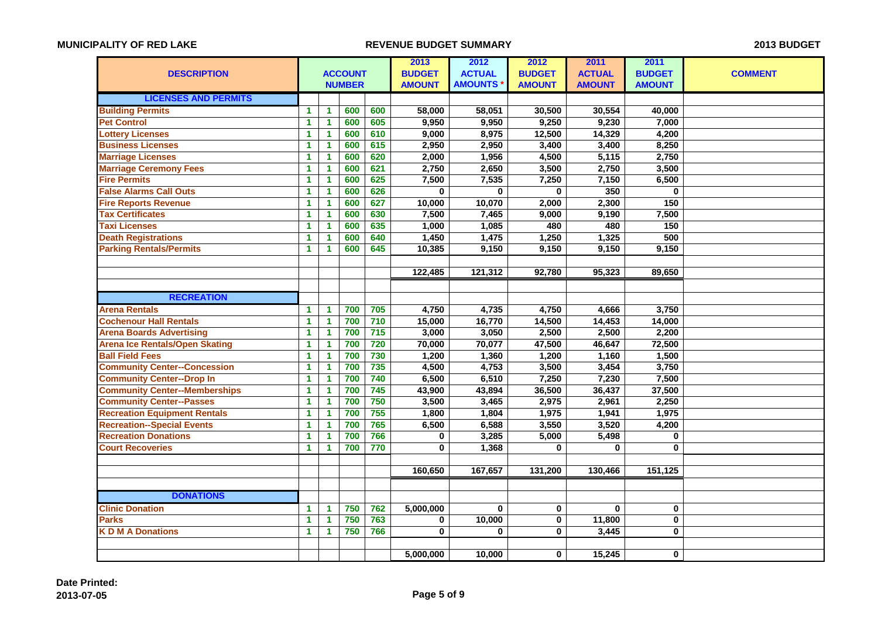**MUNICIPALITY OF RED LAKE** — **REVENUE BUDGET SUMMARY** — **2013 BUDGET**

| DESCRIPTION | ACCOUNT NUMBER | | | | 2013 BUDGET AMOUNT | 2012 ACTUAL AMOUNTS * | 2012 BUDGET AMOUNT | 2011 ACTUAL AMOUNT | 2011 BUDGET AMOUNT | COMMENT |
|---|---|---|---|---|---|---|---|---|---|---|
| **LICENSES AND PERMITS** | | | | | | | | | | |
| Building Permits | 1 | 1 | 600 | 600 | 58,000 | 58,051 | 30,500 | 30,554 | 40,000 | |
| Pet Control | 1 | 1 | 600 | 605 | 9,950 | 9,950 | 9,250 | 9,230 | 7,000 | |
| Lottery Licenses | 1 | 1 | 600 | 610 | 9,000 | 8,975 | 12,500 | 14,329 | 4,200 | |
| Business Licenses | 1 | 1 | 600 | 615 | 2,950 | 2,950 | 3,400 | 3,400 | 8,250 | |
| Marriage Licenses | 1 | 1 | 600 | 620 | 2,000 | 1,956 | 4,500 | 5,115 | 2,750 | |
| Marriage Ceremony Fees | 1 | 1 | 600 | 621 | 2,750 | 2,650 | 3,500 | 2,750 | 3,500 | |
| Fire Permits | 1 | 1 | 600 | 625 | 7,500 | 7,535 | 7,250 | 7,150 | 6,500 | |
| False Alarms Call Outs | 1 | 1 | 600 | 626 | 0 | 0 | 0 | 350 | 0 | |
| Fire Reports Revenue | 1 | 1 | 600 | 627 | 10,000 | 10,070 | 2,000 | 2,300 | 150 | |
| Tax Certificates | 1 | 1 | 600 | 630 | 7,500 | 7,465 | 9,000 | 9,190 | 7,500 | |
| Taxi Licenses | 1 | 1 | 600 | 635 | 1,000 | 1,085 | 480 | 480 | 150 | |
| Death Registrations | 1 | 1 | 600 | 640 | 1,450 | 1,475 | 1,250 | 1,325 | 500 | |
| Parking Rentals/Permits | 1 | 1 | 600 | 645 | 10,385 | 9,150 | 9,150 | 9,150 | 9,150 | |
| | | | | | 122,485 | 121,312 | 92,780 | 95,323 | 89,650 | |
| **RECREATION** | | | | | | | | | | |
| Arena Rentals | 1 | 1 | 700 | 705 | 4,750 | 4,735 | 4,750 | 4,666 | 3,750 | |
| Cochenour Hall Rentals | 1 | 1 | 700 | 710 | 15,000 | 16,770 | 14,500 | 14,453 | 14,000 | |
| Arena Boards Advertising | 1 | 1 | 700 | 715 | 3,000 | 3,050 | 2,500 | 2,500 | 2,200 | |
| Arena Ice Rentals/Open Skating | 1 | 1 | 700 | 720 | 70,000 | 70,077 | 47,500 | 46,647 | 72,500 | |
| Ball Field Fees | 1 | 1 | 700 | 730 | 1,200 | 1,360 | 1,200 | 1,160 | 1,500 | |
| Community Center--Concession | 1 | 1 | 700 | 735 | 4,500 | 4,753 | 3,500 | 3,454 | 3,750 | |
| Community Center--Drop In | 1 | 1 | 700 | 740 | 6,500 | 6,510 | 7,250 | 7,230 | 7,500 | |
| Community Center--Memberships | 1 | 1 | 700 | 745 | 43,900 | 43,894 | 36,500 | 36,437 | 37,500 | |
| Community Center--Passes | 1 | 1 | 700 | 750 | 3,500 | 3,465 | 2,975 | 2,961 | 2,250 | |
| Recreation Equipment Rentals | 1 | 1 | 700 | 755 | 1,800 | 1,804 | 1,975 | 1,941 | 1,975 | |
| Recreation--Special Events | 1 | 1 | 700 | 765 | 6,500 | 6,588 | 3,550 | 3,520 | 4,200 | |
| Recreation Donations | 1 | 1 | 700 | 766 | 0 | 3,285 | 5,000 | 5,498 | 0 | |
| Court Recoveries | 1 | 1 | 700 | 770 | 0 | 1,368 | 0 | 0 | 0 | |
| | | | | | 160,650 | 167,657 | 131,200 | 130,466 | 151,125 | |
| **DONATIONS** | | | | | | | | | | |
| Clinic Donation | 1 | 1 | 750 | 762 | 5,000,000 | 0 | 0 | 0 | 0 | |
| Parks | 1 | 1 | 750 | 763 | 0 | 10,000 | 0 | 11,800 | 0 | |
| K D M A Donations | 1 | 1 | 750 | 766 | 0 | 0 | 0 | 3,445 | 0 | |
| | | | | | 5,000,000 | 10,000 | 0 | 15,245 | 0 | |

**Date Printed:**
**2013-07-05**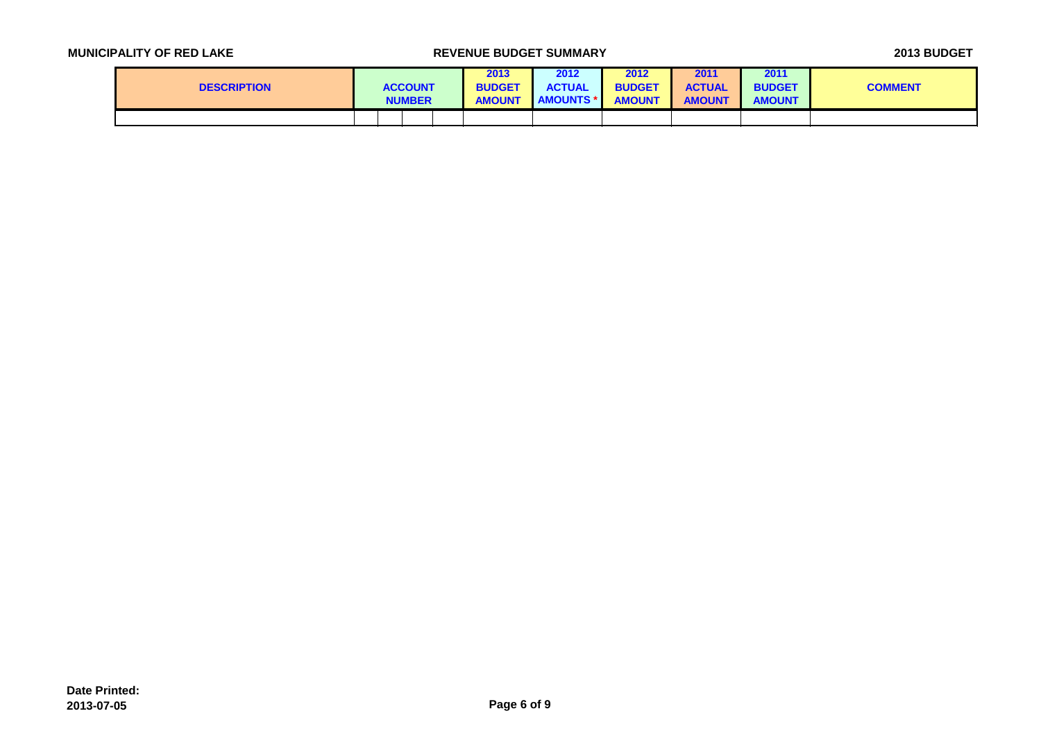| DESCRIPTION | ACCOUNT NUMBER | 2013 BUDGET AMOUNT | 2012 ACTUAL AMOUNTS * | 2012 BUDGET AMOUNT | 2011 ACTUAL AMOUNT | 2011 BUDGET AMOUNT | COMMENT |
|---|---|---|---|---|---|---|---|
| | | | | | | | |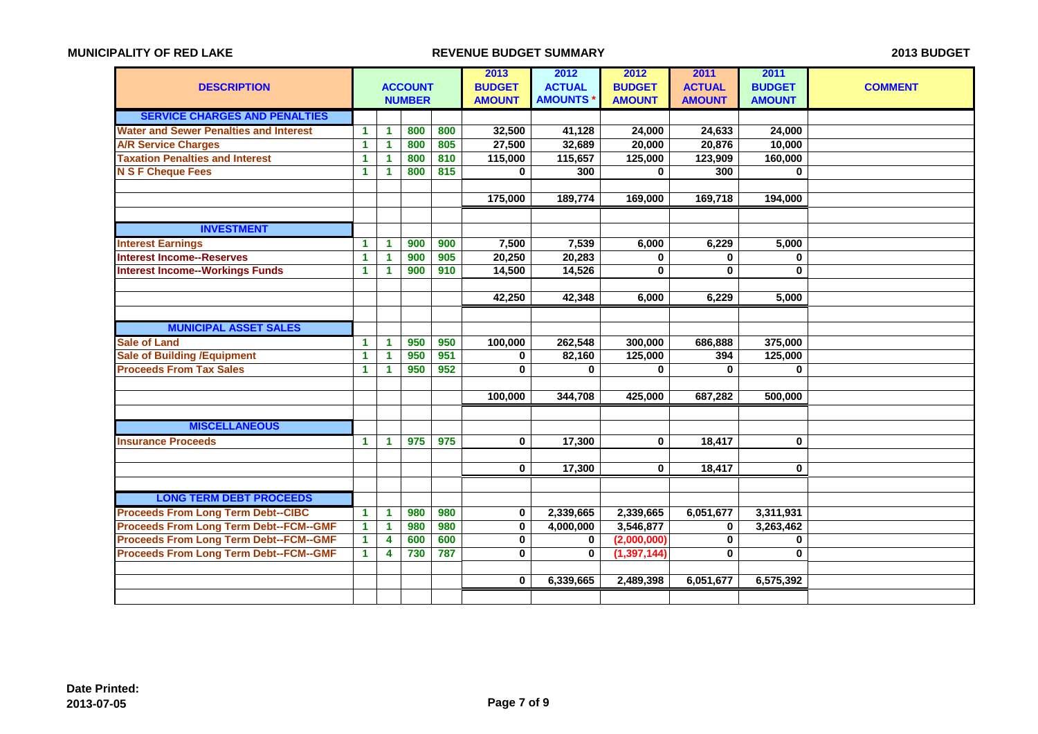**MUNICIPALITY OF RED LAKE** | **REVENUE BUDGET SUMMARY** | **2013 BUDGET**

| DESCRIPTION | ACCOUNT NUMBER | | | | 2013 BUDGET AMOUNT | 2012 ACTUAL AMOUNTS * | 2012 BUDGET AMOUNT | 2011 ACTUAL AMOUNT | 2011 BUDGET AMOUNT | COMMENT |
|---|---|---|---|---|---|---|---|---|---|---|
| **SERVICE CHARGES AND PENALTIES** | | | | | | | | | | |
| Water and Sewer Penalties and Interest | 1 | 1 | 800 | 800 | 32,500 | 41,128 | 24,000 | 24,633 | 24,000 | |
| A/R Service Charges | 1 | 1 | 800 | 805 | 27,500 | 32,689 | 20,000 | 20,876 | 10,000 | |
| Taxation Penalties and Interest | 1 | 1 | 800 | 810 | 115,000 | 115,657 | 125,000 | 123,909 | 160,000 | |
| N S F Cheque Fees | 1 | 1 | 800 | 815 | 0 | 300 | 0 | 300 | 0 | |
| | | | | | 175,000 | 189,774 | 169,000 | 169,718 | 194,000 | |
| **INVESTMENT** | | | | | | | | | | |
| Interest Earnings | 1 | 1 | 900 | 900 | 7,500 | 7,539 | 6,000 | 6,229 | 5,000 | |
| Interest Income--Reserves | 1 | 1 | 900 | 905 | 20,250 | 20,283 | 0 | 0 | 0 | |
| Interest Income--Workings Funds | 1 | 1 | 900 | 910 | 14,500 | 14,526 | 0 | 0 | 0 | |
| | | | | | 42,250 | 42,348 | 6,000 | 6,229 | 5,000 | |
| **MUNICIPAL ASSET SALES** | | | | | | | | | | |
| Sale of Land | 1 | 1 | 950 | 950 | 100,000 | 262,548 | 300,000 | 686,888 | 375,000 | |
| Sale of Building /Equipment | 1 | 1 | 950 | 951 | 0 | 82,160 | 125,000 | 394 | 125,000 | |
| Proceeds From Tax Sales | 1 | 1 | 950 | 952 | 0 | 0 | 0 | 0 | 0 | |
| | | | | | 100,000 | 344,708 | 425,000 | 687,282 | 500,000 | |
| **MISCELLANEOUS** | | | | | | | | | | |
| Insurance Proceeds | 1 | 1 | 975 | 975 | 0 | 17,300 | 0 | 18,417 | 0 | |
| | | | | | 0 | 17,300 | 0 | 18,417 | 0 | |
| **LONG TERM DEBT PROCEEDS** | | | | | | | | | | |
| Proceeds From Long Term Debt--CIBC | 1 | 1 | 980 | 980 | 0 | 2,339,665 | 2,339,665 | 6,051,677 | 3,311,931 | |
| Proceeds From Long Term Debt--FCM--GMF | 1 | 1 | 980 | 980 | 0 | 4,000,000 | 3,546,877 | 0 | 3,263,462 | |
| Proceeds From Long Term Debt--FCM--GMF | 1 | 4 | 600 | 600 | 0 | 0 | (2,000,000) | 0 | 0 | |
| Proceeds From Long Term Debt--FCM--GMF | 1 | 4 | 730 | 787 | 0 | 0 | (1,397,144) | 0 | 0 | |
| | | | | | 0 | 6,339,665 | 2,489,398 | 6,051,677 | 6,575,392 | |

**Date Printed:**
**2013-07-05**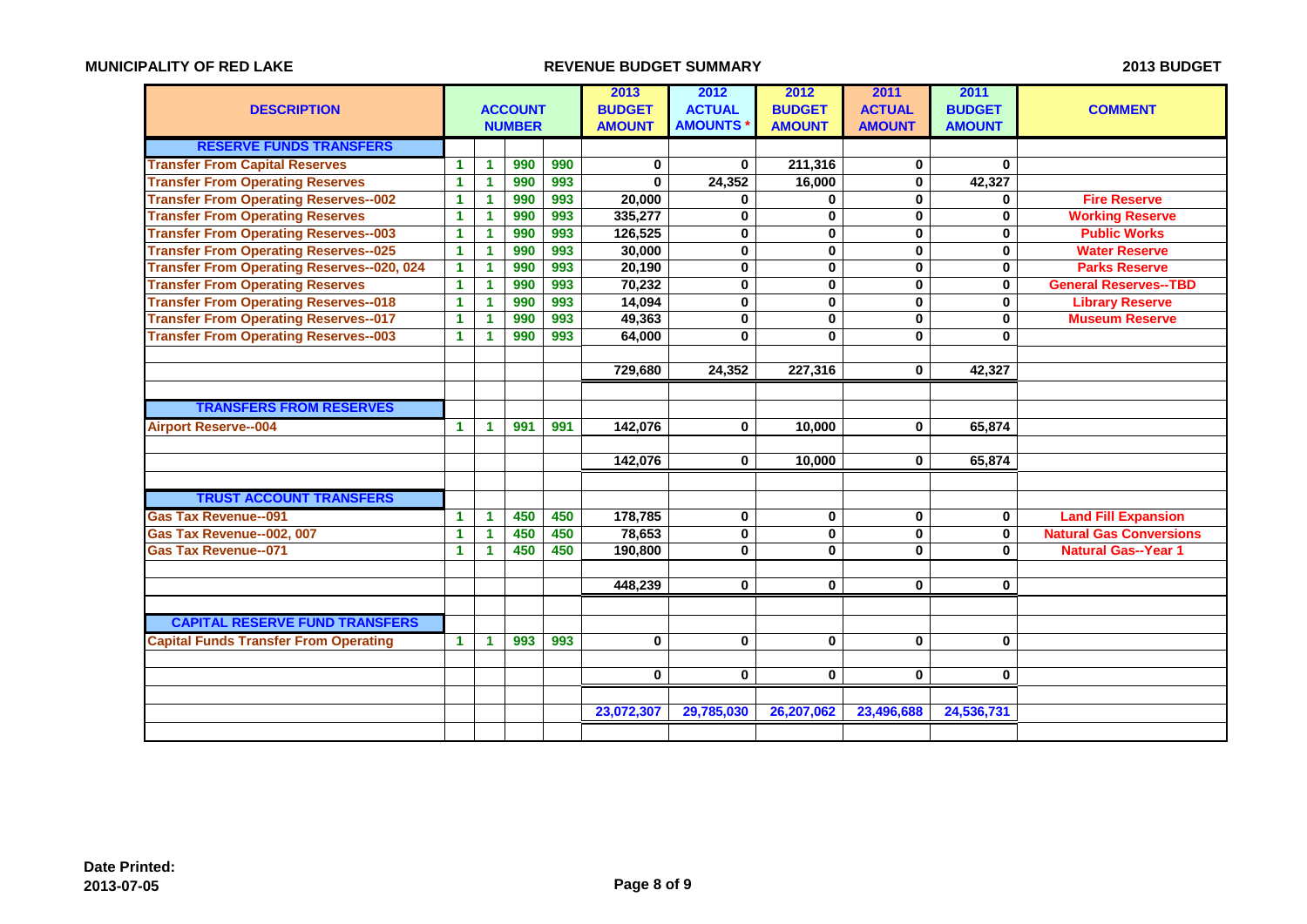**MUNICIPALITY OF RED LAKE** | **REVENUE BUDGET SUMMARY** | **2013 BUDGET**

| DESCRIPTION | ACCOUNT NUMBER | | | | 2013 BUDGET AMOUNT | 2012 ACTUAL AMOUNTS * | 2012 BUDGET AMOUNT | 2011 ACTUAL AMOUNT | 2011 BUDGET AMOUNT | COMMENT |
|---|---|---|---|---|---|---|---|---|---|---|
| **RESERVE FUNDS TRANSFERS** | | | | | | | | | | |
| Transfer From Capital Reserves | 1 | 1 | 990 | 990 | 0 | 0 | 211,316 | 0 | 0 | |
| Transfer From Operating Reserves | 1 | 1 | 990 | 993 | 0 | 24,352 | 16,000 | 0 | 42,327 | |
| Transfer From Operating Reserves--002 | 1 | 1 | 990 | 993 | 20,000 | 0 | 0 | 0 | 0 | Fire Reserve |
| Transfer From Operating Reserves | 1 | 1 | 990 | 993 | 335,277 | 0 | 0 | 0 | 0 | Working Reserve |
| Transfer From Operating Reserves--003 | 1 | 1 | 990 | 993 | 126,525 | 0 | 0 | 0 | 0 | Public Works |
| Transfer From Operating Reserves--025 | 1 | 1 | 990 | 993 | 30,000 | 0 | 0 | 0 | 0 | Water Reserve |
| Transfer From Operating Reserves--020, 024 | 1 | 1 | 990 | 993 | 20,190 | 0 | 0 | 0 | 0 | Parks Reserve |
| Transfer From Operating Reserves | 1 | 1 | 990 | 993 | 70,232 | 0 | 0 | 0 | 0 | General Reserves--TBD |
| Transfer From Operating Reserves--018 | 1 | 1 | 990 | 993 | 14,094 | 0 | 0 | 0 | 0 | Library Reserve |
| Transfer From Operating Reserves--017 | 1 | 1 | 990 | 993 | 49,363 | 0 | 0 | 0 | 0 | Museum Reserve |
| Transfer From Operating Reserves--003 | 1 | 1 | 990 | 993 | 64,000 | 0 | 0 | 0 | 0 | |
| | | | | | 729,680 | 24,352 | 227,316 | 0 | 42,327 | |
| **TRANSFERS FROM RESERVES** | | | | | | | | | | |
| Airport Reserve--004 | 1 | 1 | 991 | 991 | 142,076 | 0 | 10,000 | 0 | 65,874 | |
| | | | | | 142,076 | 0 | 10,000 | 0 | 65,874 | |
| **TRUST ACCOUNT TRANSFERS** | | | | | | | | | | |
| Gas Tax Revenue--091 | 1 | 1 | 450 | 450 | 178,785 | 0 | 0 | 0 | 0 | Land Fill Expansion |
| Gas Tax Revenue--002, 007 | 1 | 1 | 450 | 450 | 78,653 | 0 | 0 | 0 | 0 | Natural Gas Conversions |
| Gas Tax Revenue--071 | 1 | 1 | 450 | 450 | 190,800 | 0 | 0 | 0 | 0 | Natural Gas--Year 1 |
| | | | | | 448,239 | 0 | 0 | 0 | 0 | |
| **CAPITAL RESERVE FUND TRANSFERS** | | | | | | | | | | |
| Capital Funds Transfer From Operating | 1 | 1 | 993 | 993 | 0 | 0 | 0 | 0 | 0 | |
| | | | | | 0 | 0 | 0 | 0 | 0 | |
| | | | | | 23,072,307 | 29,785,030 | 26,207,062 | 23,496,688 | 24,536,731 | |

**Date Printed:**
**2013-07-05**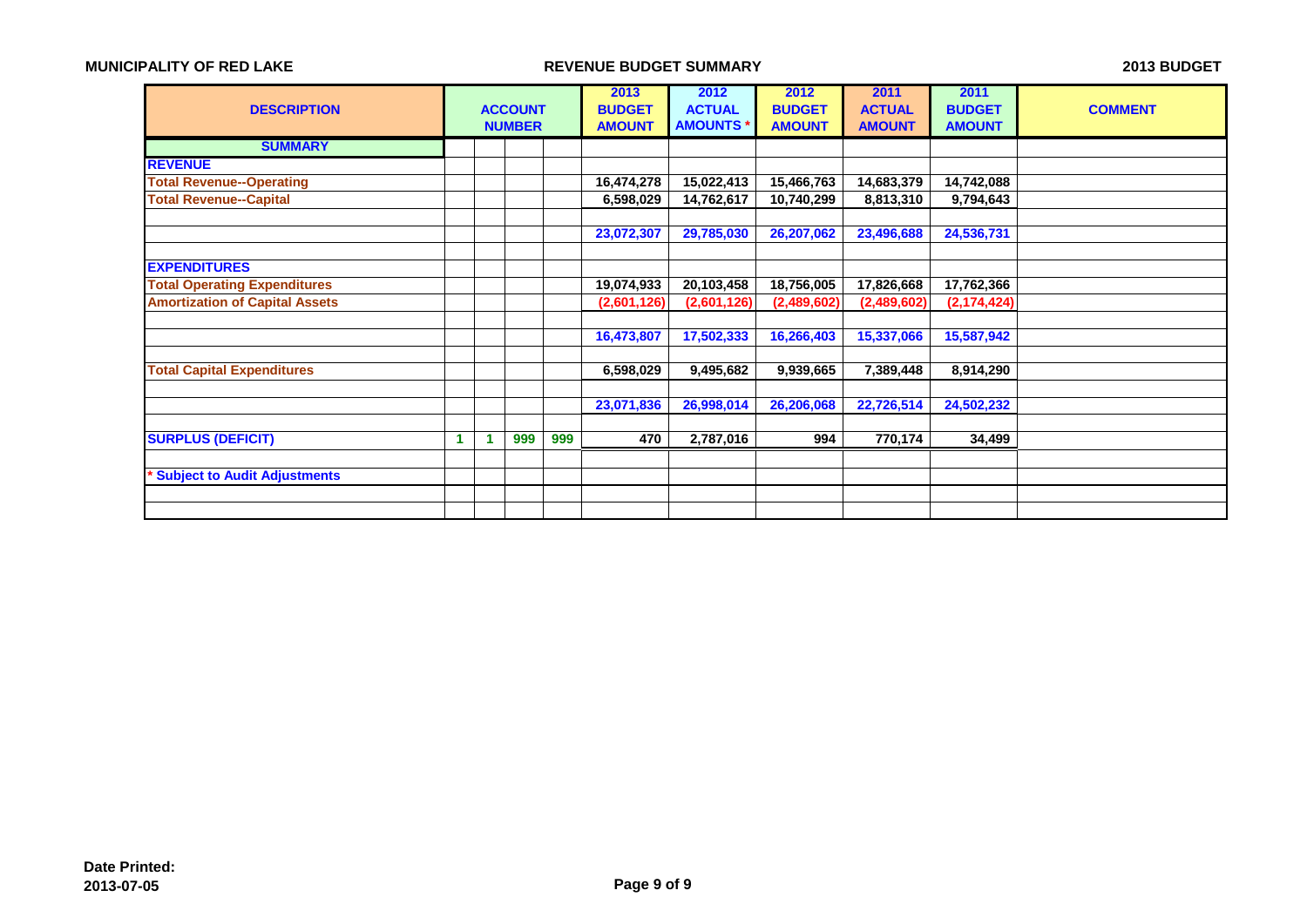MUNICIPALITY OF RED LAKE

## REVENUE BUDGET SUMMARY

2013 BUDGET

| DESCRIPTION | ACCOUNT NUMBER | | | | 2013 BUDGET AMOUNT | 2012 ACTUAL AMOUNTS * | 2012 BUDGET AMOUNT | 2011 ACTUAL AMOUNT | 2011 BUDGET AMOUNT | COMMENT |
|---|---|---|---|---|---|---|---|---|---|---|
| **SUMMARY** | | | | | | | | | | |
| **REVENUE** | | | | | | | | | | |
| Total Revenue--Operating | | | | | 16,474,278 | 15,022,413 | 15,466,763 | 14,683,379 | 14,742,088 | |
| Total Revenue--Capital | | | | | 6,598,029 | 14,762,617 | 10,740,299 | 8,813,310 | 9,794,643 | |
| | | | | | | | | | | |
| | | | | | 23,072,307 | 29,785,030 | 26,207,062 | 23,496,688 | 24,536,731 | |
| | | | | | | | | | | |
| **EXPENDITURES** | | | | | | | | | | |
| Total Operating Expenditures | | | | | 19,074,933 | 20,103,458 | 18,756,005 | 17,826,668 | 17,762,366 | |
| Amortization of Capital Assets | | | | | (2,601,126) | (2,601,126) | (2,489,602) | (2,489,602) | (2,174,424) | |
| | | | | | | | | | | |
| | | | | | 16,473,807 | 17,502,333 | 16,266,403 | 15,337,066 | 15,587,942 | |
| | | | | | | | | | | |
| Total Capital Expenditures | | | | | 6,598,029 | 9,495,682 | 9,939,665 | 7,389,448 | 8,914,290 | |
| | | | | | | | | | | |
| | | | | | 23,071,836 | 26,998,014 | 26,206,068 | 22,726,514 | 24,502,232 | |
| | | | | | | | | | | |
| **SURPLUS (DEFICIT)** | 1 | 1 | 999 | 999 | 470 | 2,787,016 | 994 | 770,174 | 34,499 | |
| | | | | | | | | | | |
| * Subject to Audit Adjustments | | | | | | | | | | |

**Date Printed:**
**2013-07-05**